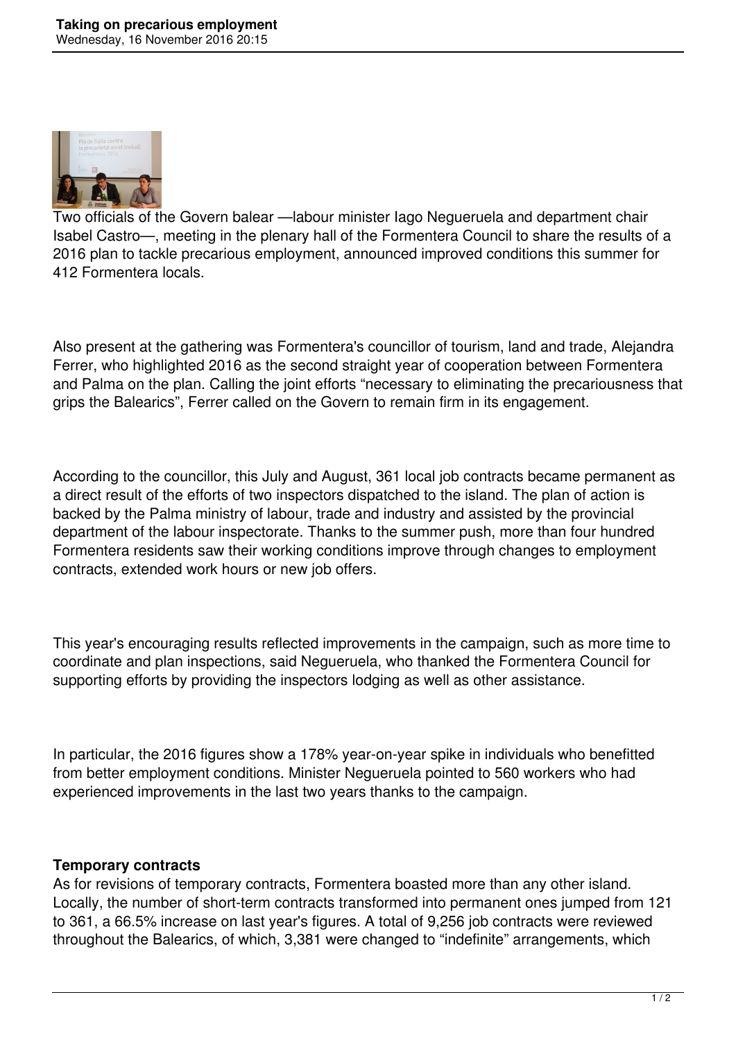# Taking on precarious employment

Wednesday, 16 November 2016 20:15

Two officials of the Govern balear —labour minister Iago Negueruela and department chair Isabel Castro—, meeting in the plenary hall of the Formentera Council to share the results of a 2016 plan to tackle precarious employment, announced improved conditions this summer for 412 Formentera locals.

Also present at the gathering was Formentera's councillor of tourism, land and trade, Alejandra Ferrer, who highlighted 2016 as the second straight year of cooperation between Formentera and Palma on the plan. Calling the joint efforts "necessary to eliminating the precariousness that grips the Balearics", Ferrer called on the Govern to remain firm in its engagement.

According to the councillor, this July and August, 361 local job contracts became permanent as a direct result of the efforts of two inspectors dispatched to the island. The plan of action is backed by the Palma ministry of labour, trade and industry and assisted by the provincial department of the labour inspectorate. Thanks to the summer push, more than four hundred Formentera residents saw their working conditions improve through changes to employment contracts, extended work hours or new job offers.

This year's encouraging results reflected improvements in the campaign, such as more time to coordinate and plan inspections, said Negueruela, who thanked the Formentera Council for supporting efforts by providing the inspectors lodging as well as other assistance.

In particular, the 2016 figures show a 178% year-on-year spike in individuals who benefitted from better employment conditions. Minister Negueruela pointed to 560 workers who had experienced improvements in the last two years thanks to the campaign.

**Temporary contracts**

As for revisions of temporary contracts, Formentera boasted more than any other island. Locally, the number of short-term contracts transformed into permanent ones jumped from 121 to 361, a 66.5% increase on last year's figures. A total of 9,256 job contracts were reviewed throughout the Balearics, of which, 3,381 were changed to "indefinite" arrangements, which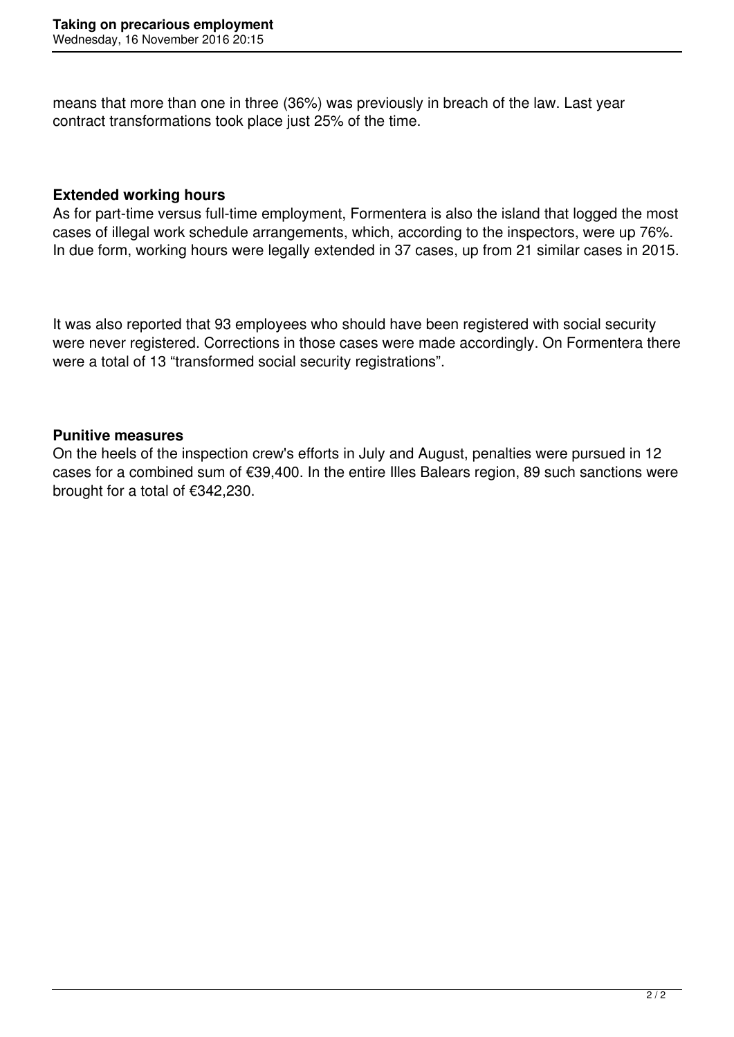means that more than one in three (36%) was previously in breach of the law. Last year contract transformations took place just 25% of the time.

### Extended working hours

As for part-time versus full-time employment, Formentera is also the island that logged the most cases of illegal work schedule arrangements, which, according to the inspectors, were up 76%. In due form, working hours were legally extended in 37 cases, up from 21 similar cases in 2015.

It was also reported that 93 employees who should have been registered with social security were never registered. Corrections in those cases were made accordingly. On Formentera there were a total of 13 "transformed social security registrations".

### Punitive measures

On the heels of the inspection crew's efforts in July and August, penalties were pursued in 12 cases for a combined sum of €39,400. In the entire Illes Balears region, 89 such sanctions were brought for a total of €342,230.